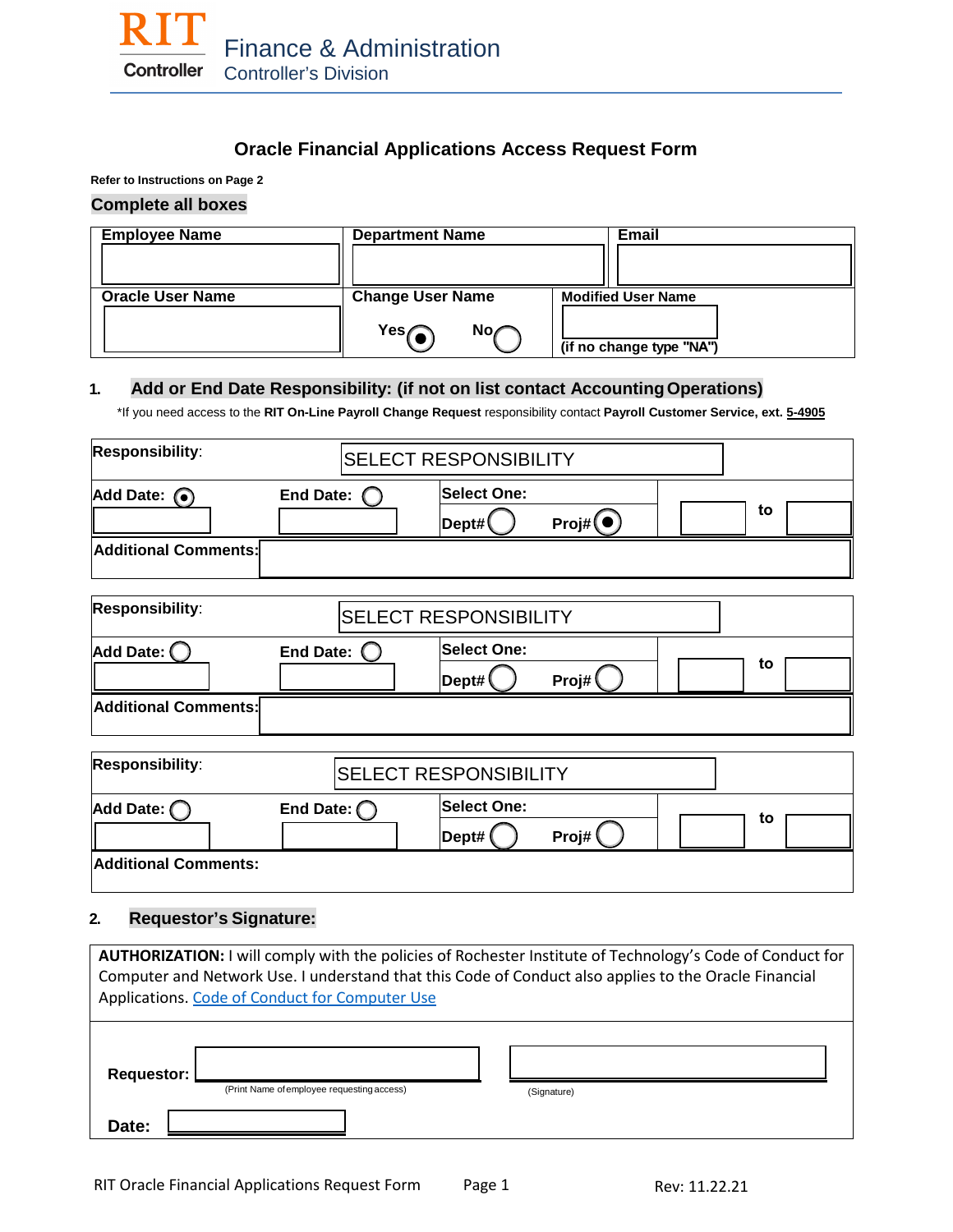RIT Controller

Finance & Administration
Controller's Division

# Oracle Financial Applications Access Request Form

**Refer to Instructions on Page 2**

**Complete all boxes**

| Employee Name | Department Name | Email |
|---|---|---|
| | | |
| **Oracle User Name** | **Change User Name** Yes ◉ No ◯ | **Modified User Name** (if no change type "NA") |

## 1. Add or End Date Responsibility: (if not on list contact Accounting Operations)

*If you need access to the **RIT On-Line Payroll Change Request** responsibility contact **Payroll Customer Service, ext. 5-4905**

| Responsibility: | SELECT RESPONSIBILITY | | |
|---|---|---|---|
| Add Date: ◉ | End Date: ◯ | Select One: Dept# ◯ Proj# ◉ | to |
| Additional Comments: | | | |

| Responsibility: | SELECT RESPONSIBILITY | | |
|---|---|---|---|
| Add Date: ◯ | End Date: ◯ | Select One: Dept# ◯ Proj# ◯ | to |
| Additional Comments: | | | |

| Responsibility: | SELECT RESPONSIBILITY | | |
|---|---|---|---|
| Add Date: ◯ | End Date: ◯ | Select One: Dept# ◯ Proj# ◯ | to |
| Additional Comments: | | | |

## 2. Requestor's Signature:

**AUTHORIZATION:** I will comply with the policies of Rochester Institute of Technology's Code of Conduct for Computer and Network Use. I understand that this Code of Conduct also applies to the Oracle Financial Applications. Code of Conduct for Computer Use

**Requestor:** ______________________ ______________________
(Print Name of employee requesting access) (Signature)

**Date:** ______________________

RIT Oracle Financial Applications Request Form    Rev: 11.22.21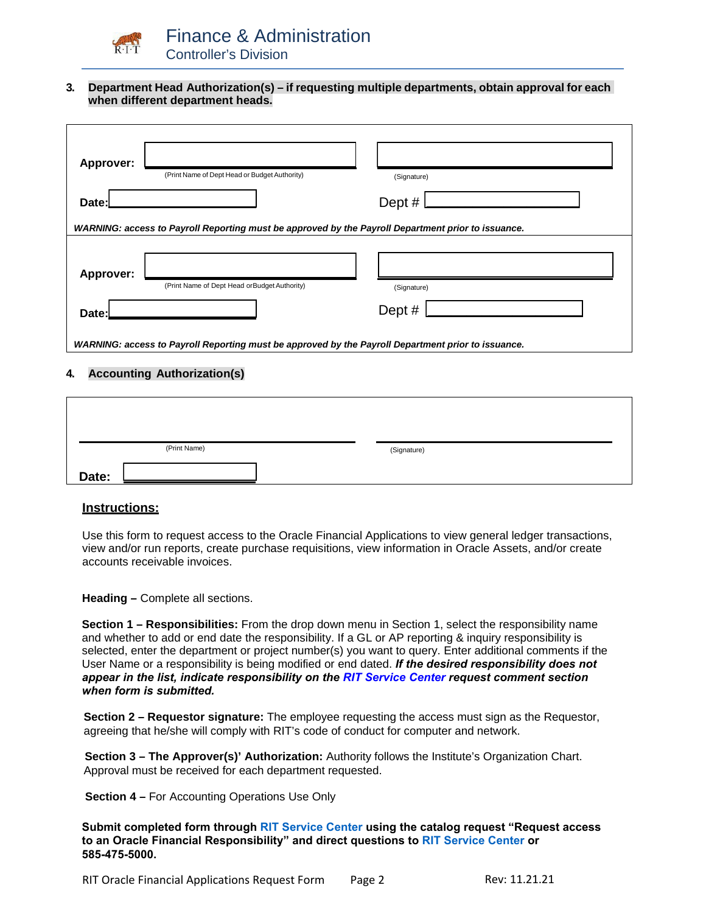**3. Department Head Authorization(s) – if requesting multiple departments, obtain approval for each when different department heads.**

**Approver:** ____________________ ____________________

(Print Name of Dept Head or Budget Authority) (Signature)

**Date:** ____________________ Dept # ____________________

***WARNING: access to Payroll Reporting must be approved by the Payroll Department prior to issuance.***

**Approver:** ____________________ ____________________

(Print Name of Dept Head or Budget Authority) (Signature)

**Date:** ____________________ Dept # ____________________

***WARNING: access to Payroll Reporting must be approved by the Payroll Department prior to issuance.***

**4. Accounting Authorization(s)**

____________________ ____________________

(Print Name) (Signature)

**Date:** ____________________

## Instructions:

Use this form to request access to the Oracle Financial Applications to view general ledger transactions, view and/or run reports, create purchase requisitions, view information in Oracle Assets, and/or create accounts receivable invoices.

**Heading –** Complete all sections.

**Section 1 – Responsibilities:** From the drop down menu in Section 1, select the responsibility name and whether to add or end date the responsibility. If a GL or AP reporting & inquiry responsibility is selected, enter the department or project number(s) you want to query. Enter additional comments if the User Name or a responsibility is being modified or end dated. ***If the desired responsibility does not appear in the list, indicate responsibility on the RIT Service Center request comment section when form is submitted.***

**Section 2 – Requestor signature:** The employee requesting the access must sign as the Requestor, agreeing that he/she will comply with RIT's code of conduct for computer and network.

**Section 3 – The Approver(s)' Authorization:** Authority follows the Institute's Organization Chart. Approval must be received for each department requested.

**Section 4 –** For Accounting Operations Use Only

**Submit completed form through RIT Service Center using the catalog request "Request access to an Oracle Financial Responsibility" and direct questions to RIT Service Center or 585-475-5000.**